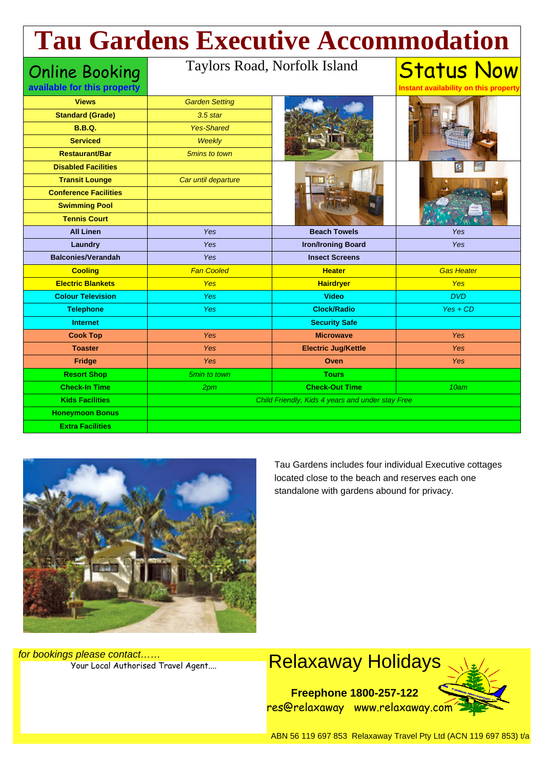# Tau Gardens Executive Accommodation

**Online Booking**
**available for this property**

Taylors Road, Norfolk Island

**Status Now**
**Instant availability on this property**

| | | | |
|---|---|---|---|
| **Views** | *Garden Setting* | | |
| **Standard (Grade)** | *3.5 star* | | |
| **B.B.Q.** | *Yes-Shared* | | |
| **Serviced** | *Weekly* | | |
| **Restaurant/Bar** | *5mins to town* | | |
| **Disabled Facilities** | | | |
| **Transit Lounge** | *Car until departure* | | |
| **Conference Facilities** | | | |
| **Swimming Pool** | | | |
| **Tennis Court** | | | |
| **All Linen** | *Yes* | **Beach Towels** | *Yes* |
| **Laundry** | *Yes* | **Iron/Ironing Board** | *Yes* |
| **Balconies/Verandah** | *Yes* | **Insect Screens** | |
| **Cooling** | *Fan Cooled* | **Heater** | *Gas Heater* |
| **Electric Blankets** | *Yes* | **Hairdryer** | *Yes* |
| **Colour Television** | *Yes* | **Video** | *DVD* |
| **Telephone** | *Yes* | **Clock/Radio** | *Yes + CD* |
| **Internet** | | **Security Safe** | |
| **Cook Top** | *Yes* | **Microwave** | *Yes* |
| **Toaster** | *Yes* | **Electric Jug/Kettle** | *Yes* |
| **Fridge** | *Yes* | **Oven** | *Yes* |
| **Resort Shop** | *5min to town* | **Tours** | |
| **Check-In Time** | *2pm* | **Check-Out Time** | *10am* |
| **Kids Facilities** | *Child Friendly, Kids 4 years and under stay Free* | | |
| **Honeymoon Bonus** | | | |
| **Extra Facilities** | | | |

Tau Gardens includes four individual Executive cottages located close to the beach and reserves each one standalone with gardens abound for privacy.

*for bookings please contact……*
Your Local Authorised Travel Agent....

## Relaxaway Holidays

**Freephone 1800-257-122**
res@relaxaway www.relaxaway.com

ABN 56 119 697 853 Relaxaway Travel Pty Ltd (ACN 119 697 853) t/a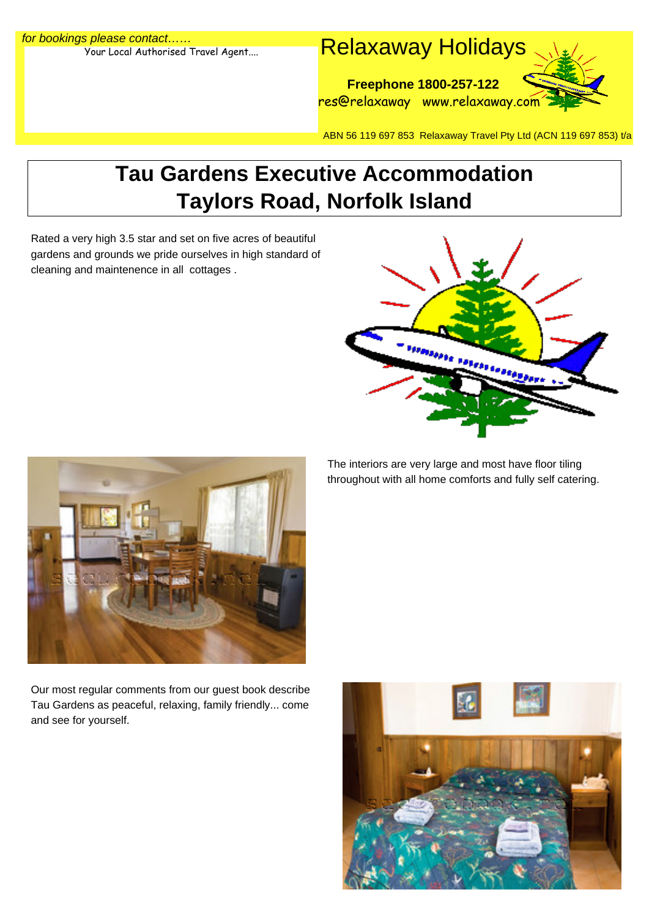*for bookings please contact……*

Your Local Authorised Travel Agent....

Relaxaway Holidays

**Freephone 1800-257-122**

res@relaxaway www.relaxaway.com

ABN 56 119 697 853 Relaxaway Travel Pty Ltd (ACN 119 697 853) t/a

# Tau Gardens Executive Accommodation
# Taylors Road, Norfolk Island

Rated a very high 3.5 star and set on five acres of beautiful gardens and grounds we pride ourselves in high standard of cleaning and maintenence in all cottages .

The interiors are very large and most have floor tiling throughout with all home comforts and fully self catering.

Our most regular comments from our guest book describe Tau Gardens as peaceful, relaxing, family friendly... come and see for yourself.